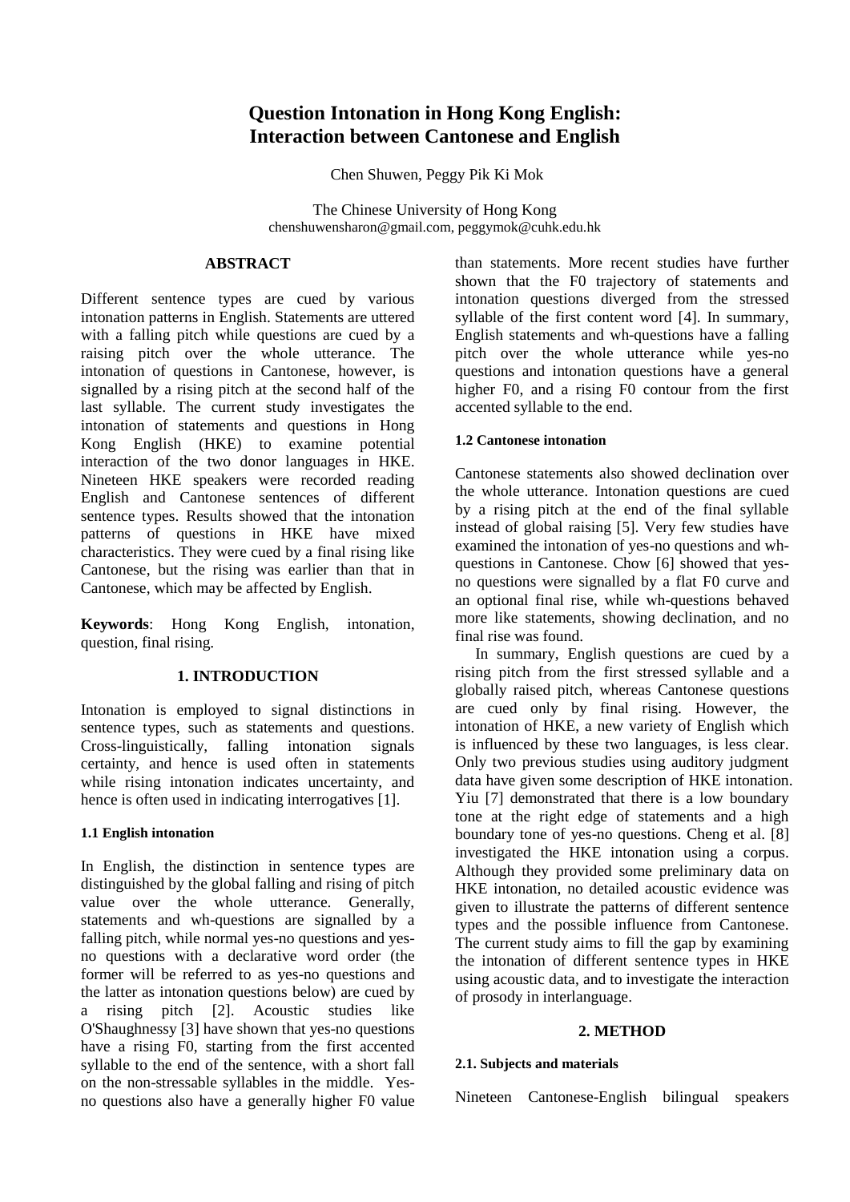# Question Intonation in Hong Kong English: Interaction between Cantonese and English

Chen Shuwen, Peggy Pik Ki Mok

The Chinese University of Hong Kong
chenshuwensharon@gmail.com, peggymok@cuhk.edu.hk

## ABSTRACT

Different sentence types are cued by various intonation patterns in English. Statements are uttered with a falling pitch while questions are cued by a raising pitch over the whole utterance. The intonation of questions in Cantonese, however, is signalled by a rising pitch at the second half of the last syllable. The current study investigates the intonation of statements and questions in Hong Kong English (HKE) to examine potential interaction of the two donor languages in HKE. Nineteen HKE speakers were recorded reading English and Cantonese sentences of different sentence types. Results showed that the intonation patterns of questions in HKE have mixed characteristics. They were cued by a final rising like Cantonese, but the rising was earlier than that in Cantonese, which may be affected by English.

**Keywords**: Hong Kong English, intonation, question, final rising.

## 1. INTRODUCTION

Intonation is employed to signal distinctions in sentence types, such as statements and questions. Cross-linguistically, falling intonation signals certainty, and hence is used often in statements while rising intonation indicates uncertainty, and hence is often used in indicating interrogatives [1].

### 1.1 English intonation

In English, the distinction in sentence types are distinguished by the global falling and rising of pitch value over the whole utterance. Generally, statements and wh-questions are signalled by a falling pitch, while normal yes-no questions and yes-no questions with a declarative word order (the former will be referred to as yes-no questions and the latter as intonation questions below) are cued by a rising pitch [2]. Acoustic studies like O'Shaughnessy [3] have shown that yes-no questions have a rising F0, starting from the first accented syllable to the end of the sentence, with a short fall on the non-stressable syllables in the middle. Yes-no questions also have a generally higher F0 value than statements. More recent studies have further shown that the F0 trajectory of statements and intonation questions diverged from the stressed syllable of the first content word [4]. In summary, English statements and wh-questions have a falling pitch over the whole utterance while yes-no questions and intonation questions have a general higher F0, and a rising F0 contour from the first accented syllable to the end.

### 1.2 Cantonese intonation

Cantonese statements also showed declination over the whole utterance. Intonation questions are cued by a rising pitch at the end of the final syllable instead of global raising [5]. Very few studies have examined the intonation of yes-no questions and wh-questions in Cantonese. Chow [6] showed that yes-no questions were signalled by a flat F0 curve and an optional final rise, while wh-questions behaved more like statements, showing declination, and no final rise was found.

In summary, English questions are cued by a rising pitch from the first stressed syllable and a globally raised pitch, whereas Cantonese questions are cued only by final rising. However, the intonation of HKE, a new variety of English which is influenced by these two languages, is less clear. Only two previous studies using auditory judgment data have given some description of HKE intonation. Yiu [7] demonstrated that there is a low boundary tone at the right edge of statements and a high boundary tone of yes-no questions. Cheng et al. [8] investigated the HKE intonation using a corpus. Although they provided some preliminary data on HKE intonation, no detailed acoustic evidence was given to illustrate the patterns of different sentence types and the possible influence from Cantonese. The current study aims to fill the gap by examining the intonation of different sentence types in HKE using acoustic data, and to investigate the interaction of prosody in interlanguage.

## 2. METHOD

### 2.1. Subjects and materials

Nineteen Cantonese-English bilingual speakers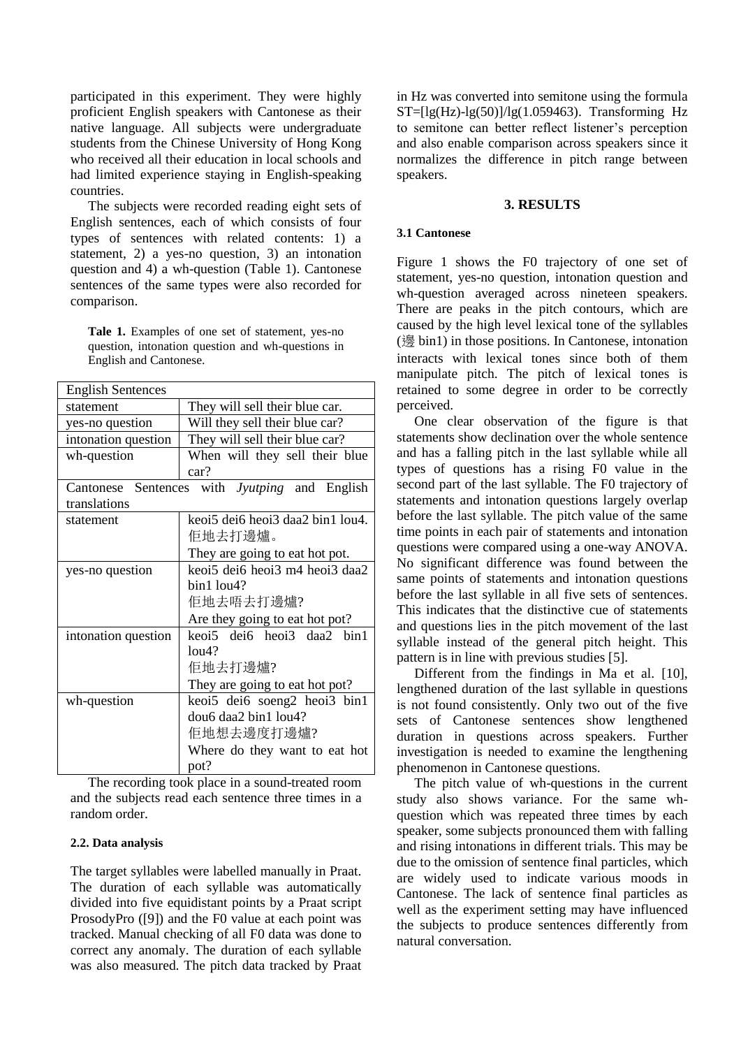participated in this experiment. They were highly proficient English speakers with Cantonese as their native language. All subjects were undergraduate students from the Chinese University of Hong Kong who received all their education in local schools and had limited experience staying in English-speaking countries.

The subjects were recorded reading eight sets of English sentences, each of which consists of four types of sentences with related contents: 1) a statement, 2) a yes-no question, 3) an intonation question and 4) a wh-question (Table 1). Cantonese sentences of the same types were also recorded for comparison.

**Tale 1.** Examples of one set of statement, yes-no question, intonation question and wh-questions in English and Cantonese.

| English Sentences | |
|---|---|
| statement | They will sell their blue car. |
| yes-no question | Will they sell their blue car? |
| intonation question | They will sell their blue car? |
| wh-question | When will they sell their blue car? |
| Cantonese Sentences with *Jyutping* and English translations | |
| statement | keoi5 dei6 heoi3 daa2 bin1 lou4. 佢地去打邊爐。 They are going to eat hot pot. |
| yes-no question | keoi5 dei6 heoi3 m4 heoi3 daa2 bin1 lou4? 佢地去唔去打邊爐? Are they going to eat hot pot? |
| intonation question | keoi5 dei6 heoi3 daa2 bin1 lou4? 佢地去打邊爐? They are going to eat hot pot? |
| wh-question | keoi5 dei6 soeng2 heoi3 bin1 dou6 daa2 bin1 lou4? 佢地想去邊度打邊爐? Where do they want to eat hot pot? |

The recording took place in a sound-treated room and the subjects read each sentence three times in a random order.

### 2.2. Data analysis

The target syllables were labelled manually in Praat. The duration of each syllable was automatically divided into five equidistant points by a Praat script ProsodyPro ([9]) and the F0 value at each point was tracked. Manual checking of all F0 data was done to correct any anomaly. The duration of each syllable was also measured. The pitch data tracked by Praat in Hz was converted into semitone using the formula ST=[lg(Hz)-lg(50)]/lg(1.059463). Transforming Hz to semitone can better reflect listener's perception and also enable comparison across speakers since it normalizes the difference in pitch range between speakers.

## 3. RESULTS

### 3.1 Cantonese

Figure 1 shows the F0 trajectory of one set of statement, yes-no question, intonation question and wh-question averaged across nineteen speakers. There are peaks in the pitch contours, which are caused by the high level lexical tone of the syllables (邊 bin1) in those positions. In Cantonese, intonation interacts with lexical tones since both of them manipulate pitch. The pitch of lexical tones is retained to some degree in order to be correctly perceived.

One clear observation of the figure is that statements show declination over the whole sentence and has a falling pitch in the last syllable while all types of questions has a rising F0 value in the second part of the last syllable. The F0 trajectory of statements and intonation questions largely overlap before the last syllable. The pitch value of the same time points in each pair of statements and intonation questions were compared using a one-way ANOVA. No significant difference was found between the same points of statements and intonation questions before the last syllable in all five sets of sentences. This indicates that the distinctive cue of statements and questions lies in the pitch movement of the last syllable instead of the general pitch height. This pattern is in line with previous studies [5].

Different from the findings in Ma et al. [10], lengthened duration of the last syllable in questions is not found consistently. Only two out of the five sets of Cantonese sentences show lengthened duration in questions across speakers. Further investigation is needed to examine the lengthening phenomenon in Cantonese questions.

The pitch value of wh-questions in the current study also shows variance. For the same wh-question which was repeated three times by each speaker, some subjects pronounced them with falling and rising intonations in different trials. This may be due to the omission of sentence final particles, which are widely used to indicate various moods in Cantonese. The lack of sentence final particles as well as the experiment setting may have influenced the subjects to produce sentences differently from natural conversation.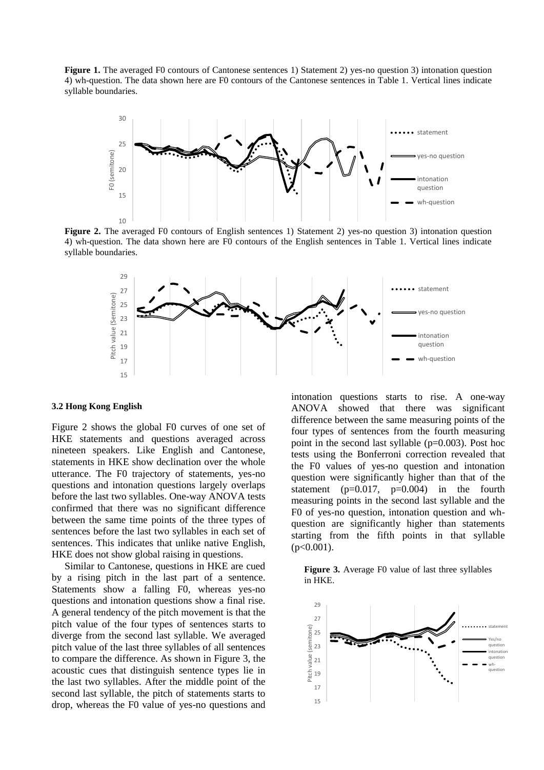**Figure 1.** The averaged F0 contours of Cantonese sentences 1) Statement 2) yes-no question 3) intonation question 4) wh-question. The data shown here are F0 contours of the Cantonese sentences in Table 1. Vertical lines indicate syllable boundaries.

**Figure 2.** The averaged F0 contours of English sentences 1) Statement 2) yes-no question 3) intonation question 4) wh-question. The data shown here are F0 contours of the English sentences in Table 1. Vertical lines indicate syllable boundaries.

### 3.2 Hong Kong English

Figure 2 shows the global F0 curves of one set of HKE statements and questions averaged across nineteen speakers. Like English and Cantonese, statements in HKE show declination over the whole utterance. The F0 trajectory of statements, yes-no questions and intonation questions largely overlaps before the last two syllables. One-way ANOVA tests confirmed that there was no significant difference between the same time points of the three types of sentences before the last two syllables in each set of sentences. This indicates that unlike native English, HKE does not show global raising in questions.

Similar to Cantonese, questions in HKE are cued by a rising pitch in the last part of a sentence. Statements show a falling F0, whereas yes-no questions and intonation questions show a final rise. A general tendency of the pitch movement is that the pitch value of the four types of sentences starts to diverge from the second last syllable. We averaged pitch value of the last three syllables of all sentences to compare the difference. As shown in Figure 3, the acoustic cues that distinguish sentence types lie in the last two syllables. After the middle point of the second last syllable, the pitch of statements starts to drop, whereas the F0 value of yes-no questions and intonation questions starts to rise. A one-way ANOVA showed that there was significant difference between the same measuring points of the four types of sentences from the fourth measuring point in the second last syllable ($p=0.003$). Post hoc tests using the Bonferroni correction revealed that the F0 values of yes-no question and intonation question were significantly higher than that of the statement ($p=0.017$, $p=0.004$) in the fourth measuring points in the second last syllable and the F0 of yes-no question, intonation question and wh-question are significantly higher than statements starting from the fifth points in that syllable ($p<0.001$).

**Figure 3.** Average F0 value of last three syllables in HKE.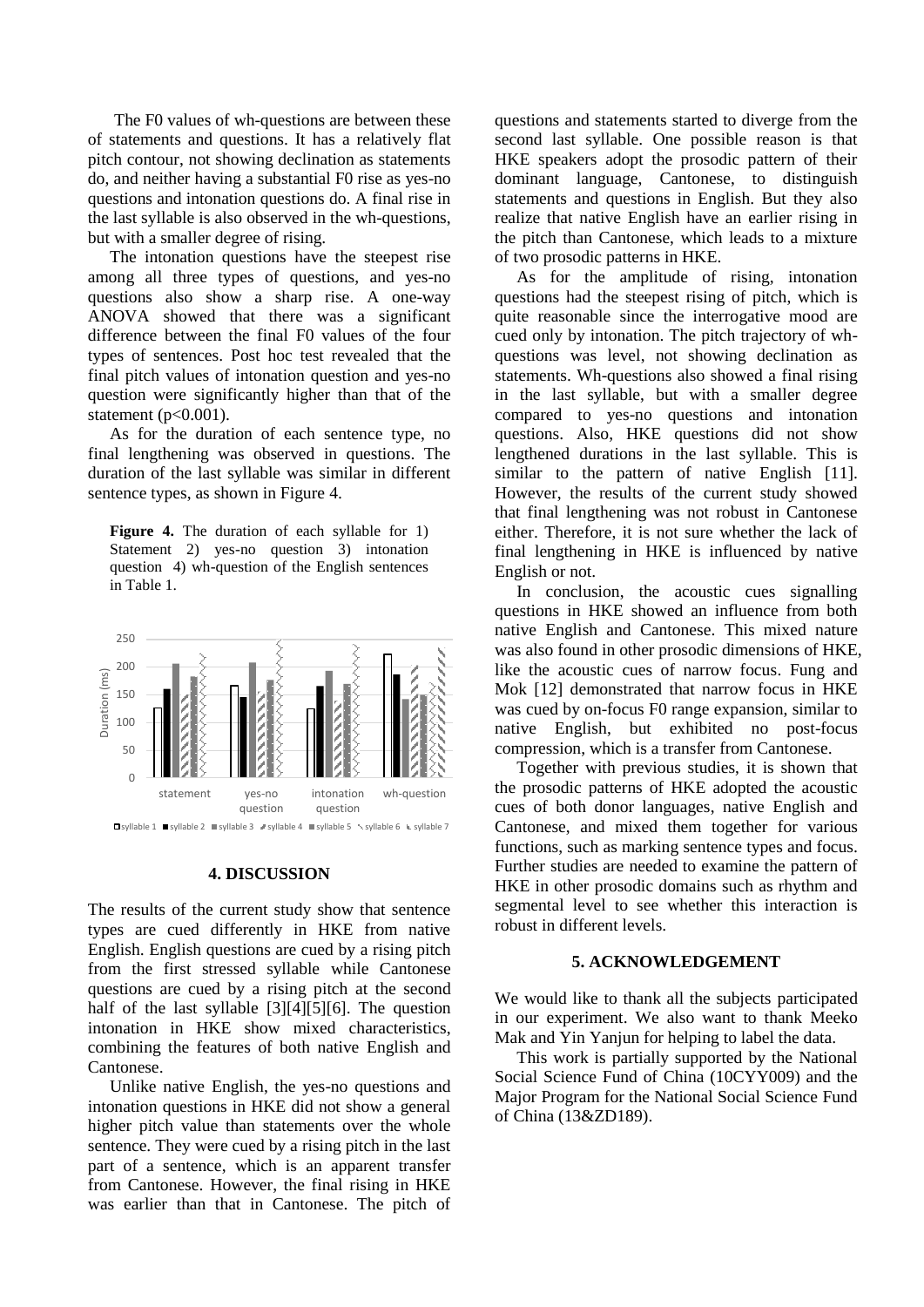The F0 values of wh-questions are between these of statements and questions. It has a relatively flat pitch contour, not showing declination as statements do, and neither having a substantial F0 rise as yes-no questions and intonation questions do. A final rise in the last syllable is also observed in the wh-questions, but with a smaller degree of rising.

The intonation questions have the steepest rise among all three types of questions, and yes-no questions also show a sharp rise. A one-way ANOVA showed that there was a significant difference between the final F0 values of the four types of sentences. Post hoc test revealed that the final pitch values of intonation question and yes-no question were significantly higher than that of the statement ($p<0.001$).

As for the duration of each sentence type, no final lengthening was observed in questions. The duration of the last syllable was similar in different sentence types, as shown in Figure 4.

**Figure 4.** The duration of each syllable for 1) Statement 2) yes-no question 3) intonation question 4) wh-question of the English sentences in Table 1.

## 4. DISCUSSION

The results of the current study show that sentence types are cued differently in HKE from native English. English questions are cued by a rising pitch from the first stressed syllable while Cantonese questions are cued by a rising pitch at the second half of the last syllable [3][4][5][6]. The question intonation in HKE show mixed characteristics, combining the features of both native English and Cantonese.

Unlike native English, the yes-no questions and intonation questions in HKE did not show a general higher pitch value than statements over the whole sentence. They were cued by a rising pitch in the last part of a sentence, which is an apparent transfer from Cantonese. However, the final rising in HKE was earlier than that in Cantonese. The pitch of questions and statements started to diverge from the second last syllable. One possible reason is that HKE speakers adopt the prosodic pattern of their dominant language, Cantonese, to distinguish statements and questions in English. But they also realize that native English have an earlier rising in the pitch than Cantonese, which leads to a mixture of two prosodic patterns in HKE.

As for the amplitude of rising, intonation questions had the steepest rising of pitch, which is quite reasonable since the interrogative mood are cued only by intonation. The pitch trajectory of wh-questions was level, not showing declination as statements. Wh-questions also showed a final rising in the last syllable, but with a smaller degree compared to yes-no questions and intonation questions. Also, HKE questions did not show lengthened durations in the last syllable. This is similar to the pattern of native English [11]. However, the results of the current study showed that final lengthening was not robust in Cantonese either. Therefore, it is not sure whether the lack of final lengthening in HKE is influenced by native English or not.

In conclusion, the acoustic cues signalling questions in HKE showed an influence from both native English and Cantonese. This mixed nature was also found in other prosodic dimensions of HKE, like the acoustic cues of narrow focus. Fung and Mok [12] demonstrated that narrow focus in HKE was cued by on-focus F0 range expansion, similar to native English, but exhibited no post-focus compression, which is a transfer from Cantonese.

Together with previous studies, it is shown that the prosodic patterns of HKE adopted the acoustic cues of both donor languages, native English and Cantonese, and mixed them together for various functions, such as marking sentence types and focus. Further studies are needed to examine the pattern of HKE in other prosodic domains such as rhythm and segmental level to see whether this interaction is robust in different levels.

## 5. ACKNOWLEDGEMENT

We would like to thank all the subjects participated in our experiment. We also want to thank Meeko Mak and Yin Yanjun for helping to label the data.

This work is partially supported by the National Social Science Fund of China (10CYY009) and the Major Program for the National Social Science Fund of China (13&ZD189).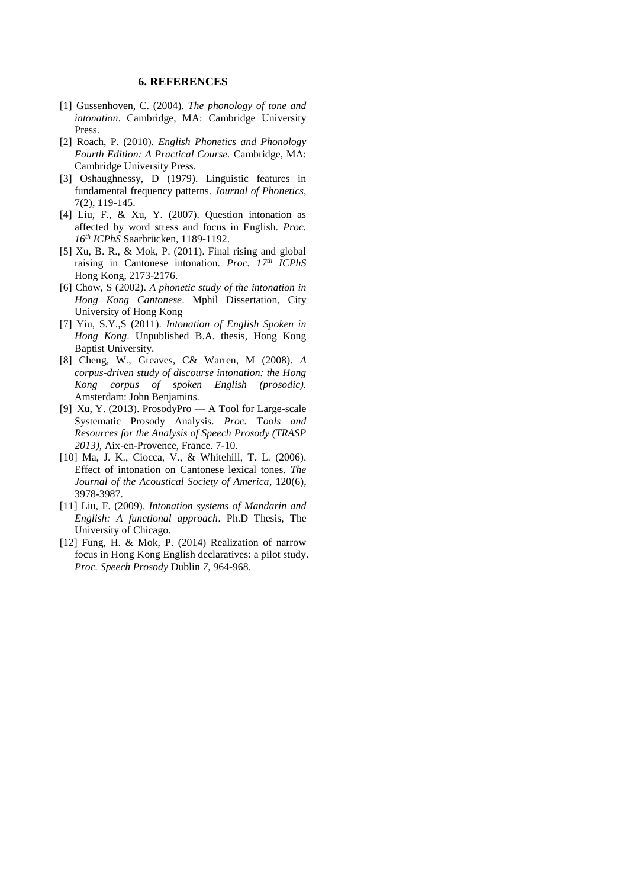### 6. REFERENCES

[1] Gussenhoven, C. (2004). *The phonology of tone and intonation*. Cambridge, MA: Cambridge University Press.

[2] Roach, P. (2010). *English Phonetics and Phonology Fourth Edition: A Practical Course.* Cambridge, MA: Cambridge University Press.

[3] Oshaughnessy, D (1979). Linguistic features in fundamental frequency patterns. *Journal of Phonetics*, 7(2), 119-145.

[4] Liu, F., & Xu, Y. (2007). Question intonation as affected by word stress and focus in English. *Proc. 16th ICPhS* Saarbrücken, 1189-1192.

[5] Xu, B. R., & Mok, P. (2011). Final rising and global raising in Cantonese intonation. *Proc. 17th ICPhS* Hong Kong, 2173-2176.

[6] Chow, S (2002). *A phonetic study of the intonation in Hong Kong Cantonese*. Mphil Dissertation, City University of Hong Kong

[7] Yiu, S.Y.,S (2011). *Intonation of English Spoken in Hong Kong*. Unpublished B.A. thesis, Hong Kong Baptist University.

[8] Cheng, W., Greaves, C& Warren, M (2008). *A corpus-driven study of discourse intonation: the Hong Kong corpus of spoken English (prosodic)*. Amsterdam: John Benjamins.

[9] Xu, Y. (2013). ProsodyPro — A Tool for Large-scale Systematic Prosody Analysis. *Proc. Tools and Resources for the Analysis of Speech Prosody (TRASP 2013)*, Aix-en-Provence, France. 7-10.

[10] Ma, J. K., Ciocca, V., & Whitehill, T. L. (2006). Effect of intonation on Cantonese lexical tones. *The Journal of the Acoustical Society of America*, 120(6), 3978-3987.

[11] Liu, F. (2009). *Intonation systems of Mandarin and English: A functional approach*. Ph.D Thesis, The University of Chicago.

[12] Fung, H. & Mok, P. (2014) Realization of narrow focus in Hong Kong English declaratives: a pilot study. *Proc. Speech Prosody* Dublin *7*, 964-968.